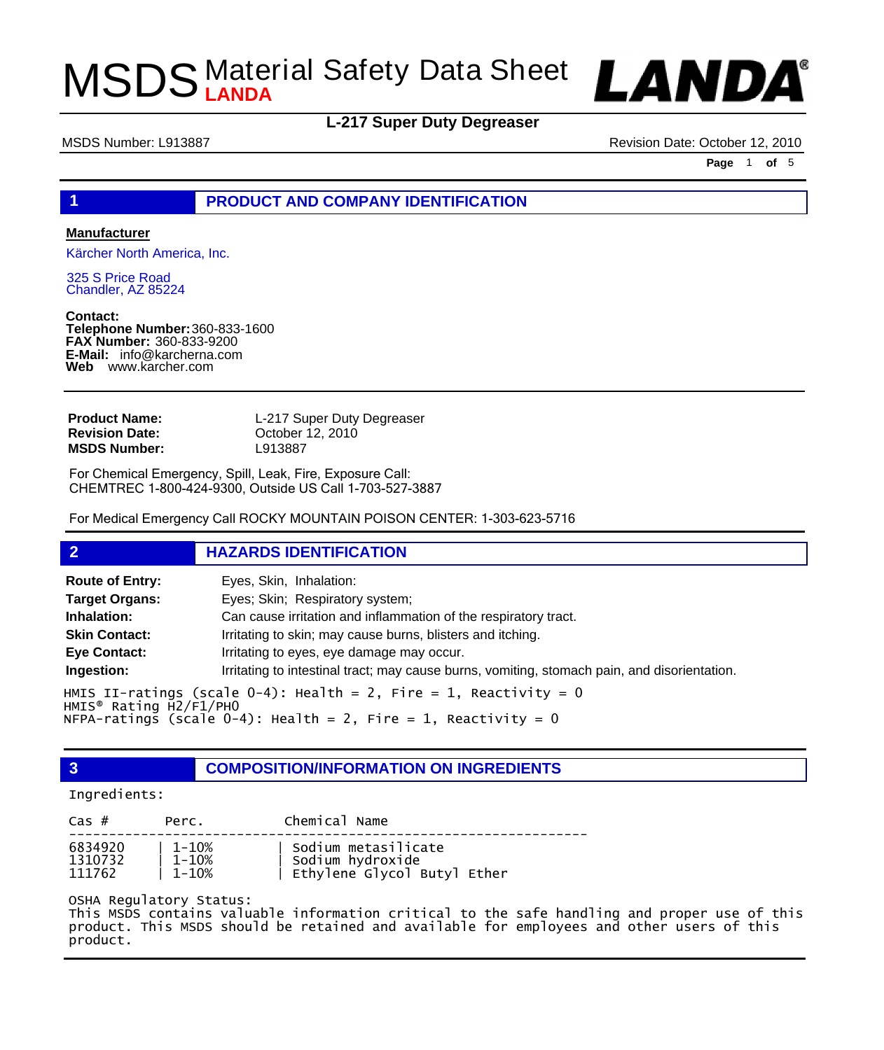# MSDS Material Safety Data Sheet LANDA

LANDA®

## L-217 Super Duty Degreaser

MSDS Number: L913887 Revision Date: October 12, 2010

## 1 PRODUCT AND COMPANY IDENTIFICATION

**Manufacturer**

Kärcher North America, Inc.

325 S Price Road
Chandler, AZ 85224

**Contact:**
**Telephone Number:** 360-833-1600
**FAX Number:** 360-833-9200
**E-Mail:** info@karcherna.com
**Web** www.karcher.com

**Product Name:** L-217 Super Duty Degreaser
**Revision Date:** October 12, 2010
**MSDS Number:** L913887

For Chemical Emergency, Spill, Leak, Fire, Exposure Call:
CHEMTREC 1-800-424-9300, Outside US Call 1-703-527-3887

For Medical Emergency Call ROCKY MOUNTAIN POISON CENTER: 1-303-623-5716

## 2 HAZARDS IDENTIFICATION

**Route of Entry:** Eyes, Skin, Inhalation:
**Target Organs:** Eyes; Skin; Respiratory system;
**Inhalation:** Can cause irritation and inflammation of the respiratory tract.
**Skin Contact:** Irritating to skin; may cause burns, blisters and itching.
**Eye Contact:** Irritating to eyes, eye damage may occur.
**Ingestion:** Irritating to intestinal tract; may cause burns, vomiting, stomach pain, and disorientation.

HMIS II-ratings (scale 0-4): Health = 2, Fire = 1, Reactivity = 0
HMIS® Rating H2/F1/PH0
NFPA-ratings (scale 0-4): Health = 2, Fire = 1, Reactivity = 0

## 3 COMPOSITION/INFORMATION ON INGREDIENTS

Ingredients:

| Cas # | Perc. | Chemical Name |
|---|---|---|
| 6834920 | 1-10% | Sodium metasilicate |
| 1310732 | 1-10% | Sodium hydroxide |
| 111762 | 1-10% | Ethylene Glycol Butyl Ether |

OSHA Regulatory Status:
This MSDS contains valuable information critical to the safe handling and proper use of this product. This MSDS should be retained and available for employees and other users of this product.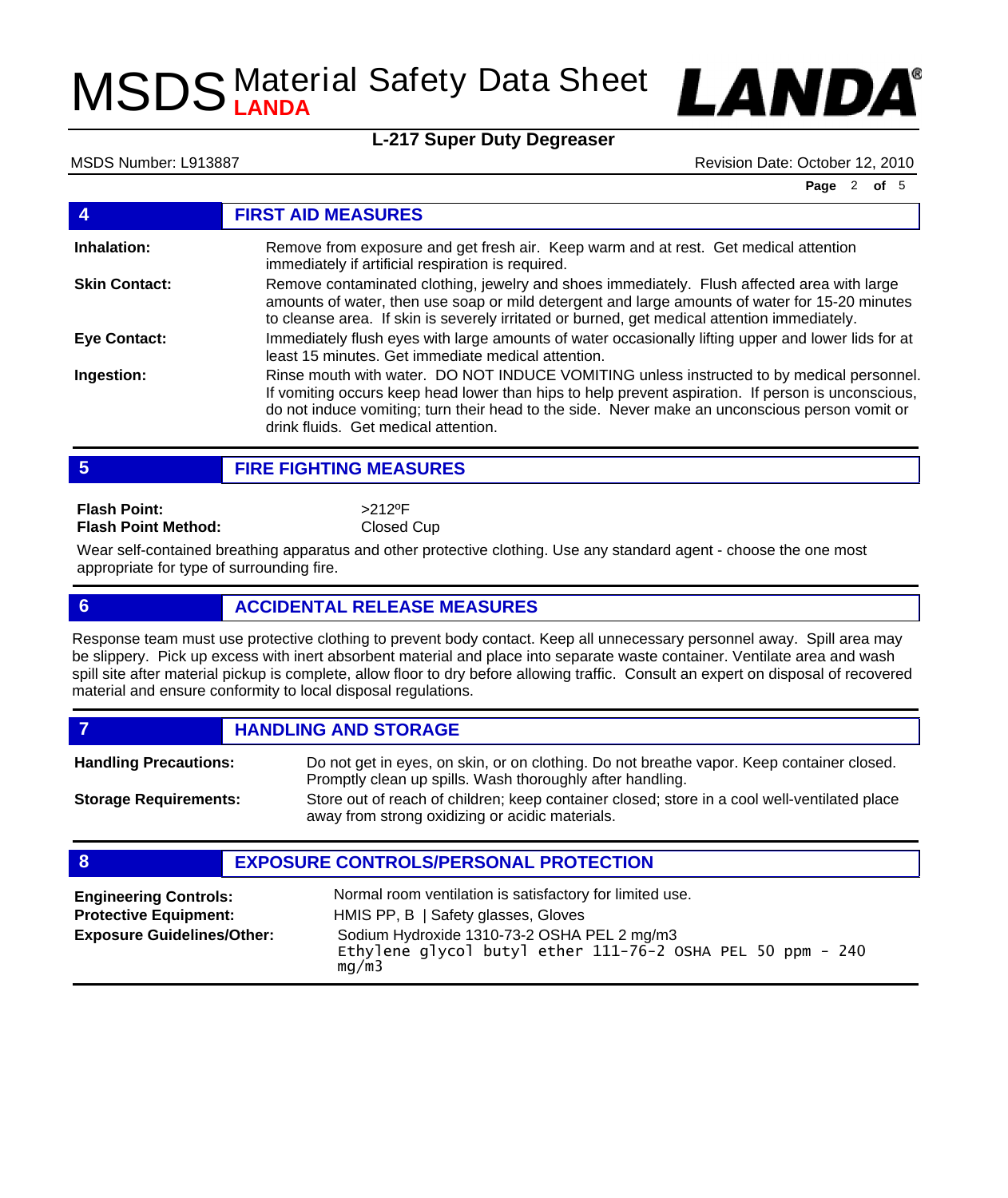## 4 FIRST AID MEASURES

**Inhalation:** Remove from exposure and get fresh air. Keep warm and at rest. Get medical attention immediately if artificial respiration is required.

**Skin Contact:** Remove contaminated clothing, jewelry and shoes immediately. Flush affected area with large amounts of water, then use soap or mild detergent and large amounts of water for 15-20 minutes to cleanse area. If skin is severely irritated or burned, get medical attention immediately.

**Eye Contact:** Immediately flush eyes with large amounts of water occasionally lifting upper and lower lids for at least 15 minutes. Get immediate medical attention.

**Ingestion:** Rinse mouth with water. DO NOT INDUCE VOMITING unless instructed to by medical personnel. If vomiting occurs keep head lower than hips to help prevent aspiration. If person is unconscious, do not induce vomiting; turn their head to the side. Never make an unconscious person vomit or drink fluids. Get medical attention.

## 5 FIRE FIGHTING MEASURES

**Flash Point:** >212ºF

**Flash Point Method:** Closed Cup

Wear self-contained breathing apparatus and other protective clothing. Use any standard agent - choose the one most appropriate for type of surrounding fire.

## 6 ACCIDENTAL RELEASE MEASURES

Response team must use protective clothing to prevent body contact. Keep all unnecessary personnel away. Spill area may be slippery. Pick up excess with inert absorbent material and place into separate waste container. Ventilate area and wash spill site after material pickup is complete, allow floor to dry before allowing traffic. Consult an expert on disposal of recovered material and ensure conformity to local disposal regulations.

## 7 HANDLING AND STORAGE

**Handling Precautions:** Do not get in eyes, on skin, or on clothing. Do not breathe vapor. Keep container closed. Promptly clean up spills. Wash thoroughly after handling.

**Storage Requirements:** Store out of reach of children; keep container closed; store in a cool well-ventilated place away from strong oxidizing or acidic materials.

## 8 EXPOSURE CONTROLS/PERSONAL PROTECTION

**Engineering Controls:** Normal room ventilation is satisfactory for limited use.

**Protective Equipment:** HMIS PP, B | Safety glasses, Gloves

**Exposure Guidelines/Other:** Sodium Hydroxide 1310-73-2 OSHA PEL 2 mg/m3
Ethylene glycol butyl ether 111-76-2 OSHA PEL 50 ppm - 240 mg/m3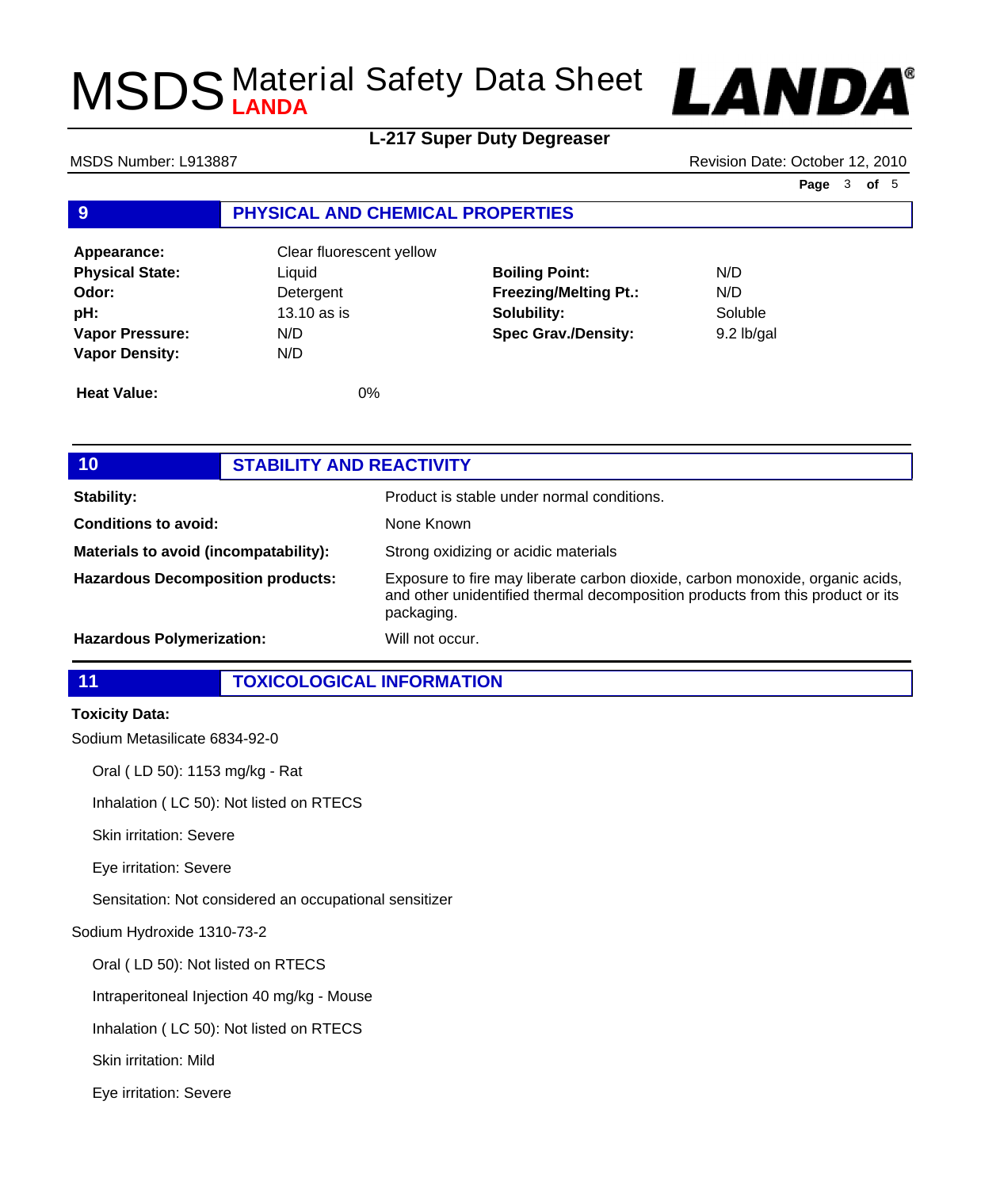## 9 PHYSICAL AND CHEMICAL PROPERTIES

| | | | |
|---|---|---|---|
| **Appearance:** | Clear fluorescent yellow | | |
| **Physical State:** | Liquid | **Boiling Point:** | N/D |
| **Odor:** | Detergent | **Freezing/Melting Pt.:** | N/D |
| **pH:** | 13.10 as is | **Solubility:** | Soluble |
| **Vapor Pressure:** | N/D | **Spec Grav./Density:** | 9.2 lb/gal |
| **Vapor Density:** | N/D | | |

**Heat Value:** 0%

## 10 STABILITY AND REACTIVITY

| | |
|---|---|
| **Stability:** | Product is stable under normal conditions. |
| **Conditions to avoid:** | None Known |
| **Materials to avoid (incompatability):** | Strong oxidizing or acidic materials |
| **Hazardous Decomposition products:** | Exposure to fire may liberate carbon dioxide, carbon monoxide, organic acids, and other unidentified thermal decomposition products from this product or its packaging. |
| **Hazardous Polymerization:** | Will not occur. |

## 11 TOXICOLOGICAL INFORMATION

**Toxicity Data:**

Sodium Metasilicate 6834-92-0

- Oral ( LD 50): 1153 mg/kg - Rat
- Inhalation ( LC 50): Not listed on RTECS
- Skin irritation: Severe
- Eye irritation: Severe
- Sensitation: Not considered an occupational sensitizer

Sodium Hydroxide 1310-73-2

- Oral ( LD 50): Not listed on RTECS
- Intraperitoneal Injection 40 mg/kg - Mouse
- Inhalation ( LC 50): Not listed on RTECS
- Skin irritation: Mild
- Eye irritation: Severe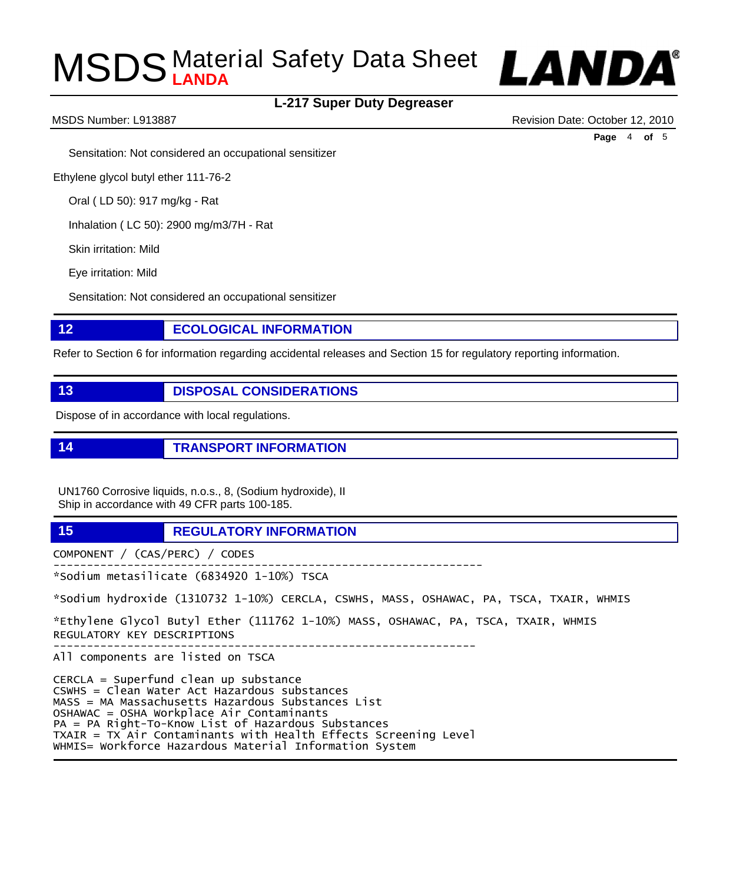Sensitation: Not considered an occupational sensitizer

Ethylene glycol butyl ether 111-76-2

Oral ( LD 50): 917 mg/kg - Rat

Inhalation ( LC 50): 2900 mg/m3/7H - Rat

Skin irritation: Mild

Eye irritation: Mild

Sensitation: Not considered an occupational sensitizer

## 12 ECOLOGICAL INFORMATION

Refer to Section 6 for information regarding accidental releases and Section 15 for regulatory reporting information.

## 13 DISPOSAL CONSIDERATIONS

Dispose of in accordance with local regulations.

## 14 TRANSPORT INFORMATION

UN1760 Corrosive liquids, n.o.s., 8, (Sodium hydroxide), II
Ship in accordance with 49 CFR parts 100-185.

## 15 REGULATORY INFORMATION

```
COMPONENT / (CAS/PERC) / CODES
----------------------------------------------------------------
*Sodium metasilicate (6834920 1-10%) TSCA

*Sodium hydroxide (1310732 1-10%) CERCLA, CSWHS, MASS, OSHAWAC, PA, TSCA, TXAIR, WHMIS

*Ethylene Glycol Butyl Ether (111762 1-10%) MASS, OSHAWAC, PA, TSCA, TXAIR, WHMIS
REGULATORY KEY DESCRIPTIONS
----------------------------------------------------------------
All components are listed on TSCA

CERCLA = Superfund clean up substance
CSWHS = Clean Water Act Hazardous substances
MASS = MA Massachusetts Hazardous Substances List
OSHAWAC = OSHA Workplace Air Contaminants
PA = PA Right-To-Know List of Hazardous Substances
TXAIR = TX Air Contaminants with Health Effects Screening Level
WHMIS= Workforce Hazardous Material Information System
```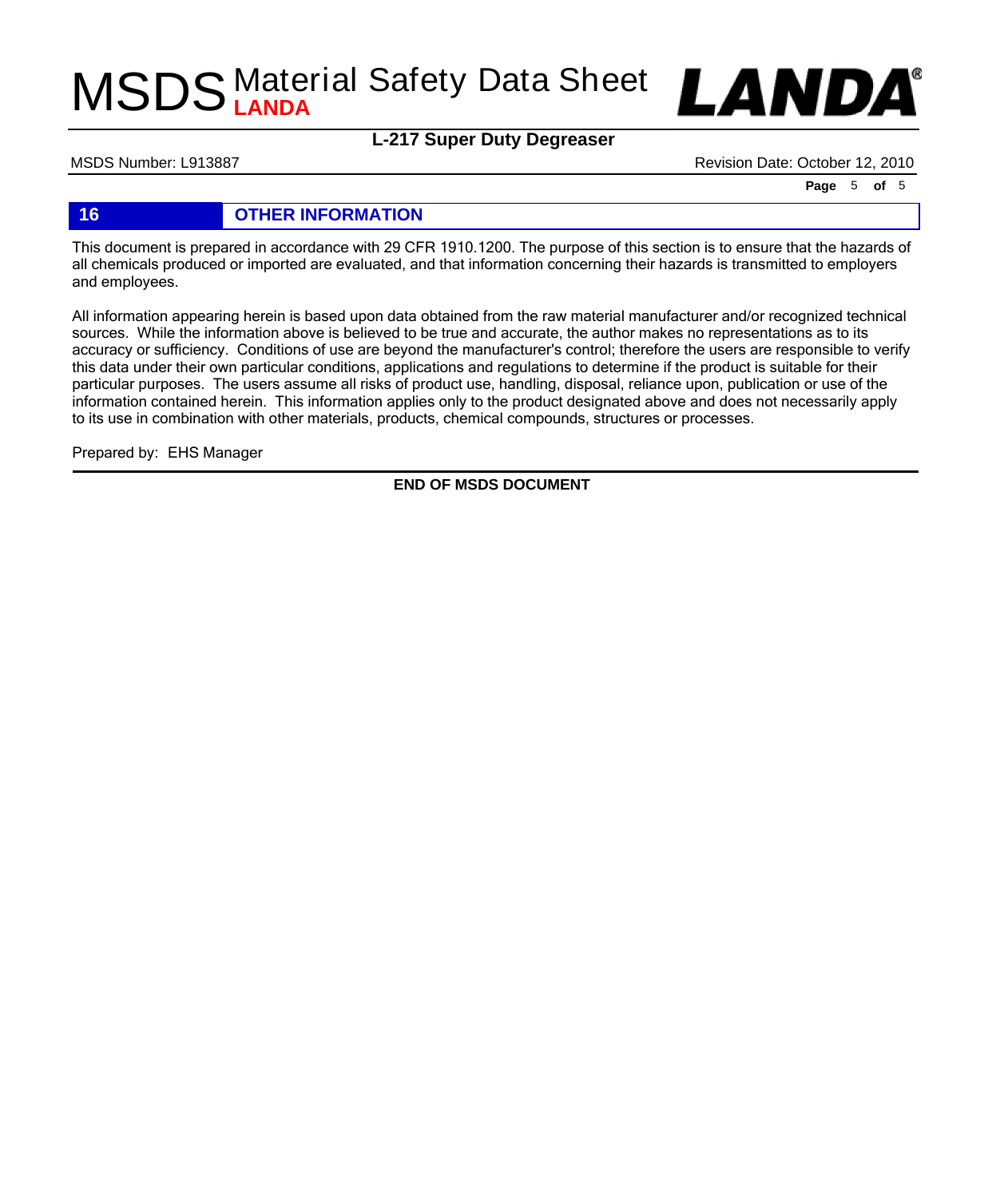## 16 OTHER INFORMATION

This document is prepared in accordance with 29 CFR 1910.1200. The purpose of this section is to ensure that the hazards of all chemicals produced or imported are evaluated, and that information concerning their hazards is transmitted to employers and employees.

All information appearing herein is based upon data obtained from the raw material manufacturer and/or recognized technical sources. While the information above is believed to be true and accurate, the author makes no representations as to its accuracy or sufficiency. Conditions of use are beyond the manufacturer's control; therefore the users are responsible to verify this data under their own particular conditions, applications and regulations to determine if the product is suitable for their particular purposes. The users assume all risks of product use, handling, disposal, reliance upon, publication or use of the information contained herein. This information applies only to the product designated above and does not necessarily apply to its use in combination with other materials, products, chemical compounds, structures or processes.

Prepared by: EHS Manager

---

**END OF MSDS DOCUMENT**